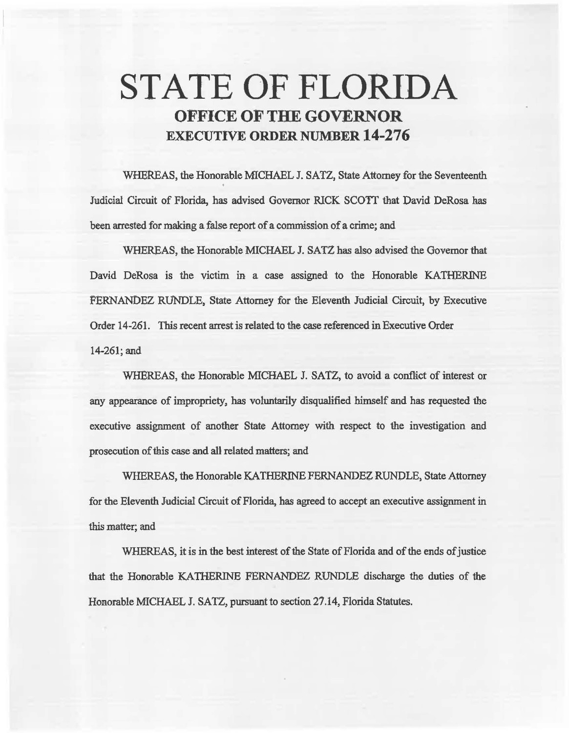# STATE OF FLORIDA

## OFFICE OF THE GOVERNOR

## EXECUTIVE ORDER NUMBER 14-276

WHEREAS, the Honorable MICHAEL J. SATZ, State Attorney for the Seventeenth Judicial Circuit of Florida, has advised Governor RICK SCOTT that David DeRosa has been arrested for making a false report of a commission of a crime; and

WHEREAS, the Honorable MICHAEL J. SATZ has also advised the Governor that David DeRosa is the victim in a case assigned to the Honorable KATHERINE FERNANDEZ RUNDLE, State Attorney for the Eleventh Judicial Circuit, by Executive Order 14-261. This recent arrest is related to the case referenced in Executive Order 14-261; and

WHEREAS, the Honorable MICHAEL J. SATZ, to avoid a conflict of interest or any appearance of impropriety, has voluntarily disqualified himself and has requested the executive assignment of another State Attorney with respect to the investigation and prosecution of this case and all related matters; and

WHEREAS, the Honorable KATHERINE FERNANDEZ RUNDLE, State Attorney for the Eleventh Judicial Circuit of Florida, has agreed to accept an executive assignment in this matter; and

WHEREAS, it is in the best interest of the State of Florida and of the ends of justice that the Honorable KATHERINE FERNANDEZ RUNDLE discharge the duties of the Honorable MICHAEL J. SATZ, pursuant to section 27.14, Florida Statutes.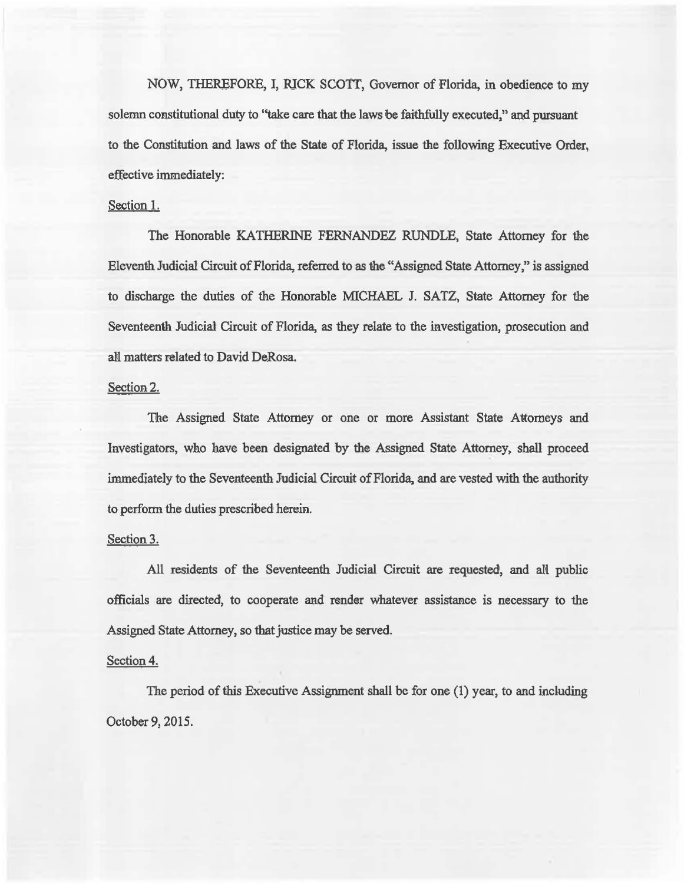NOW, THEREFORE, I, RICK SCOTT, Governor of Florida, in obedience to my solemn constitutional duty to "take care that the laws be faithfully executed," and pursuant to the Constitution and laws of the State of Florida, issue the following Executive Order, effective immediately:

Section 1.

The Honorable KATHERINE FERNANDEZ RUNDLE, State Attorney for the Eleventh Judicial Circuit of Florida, referred to as the "Assigned State Attorney," is assigned to discharge the duties of the Honorable MICHAEL J. SATZ, State Attorney for the Seventeenth Judicial Circuit of Florida, as they relate to the investigation, prosecution and all matters related to David DeRosa.

Section 2.

The Assigned State Attorney or one or more Assistant State Attorneys and Investigators, who have been designated by the Assigned State Attorney, shall proceed immediately to the Seventeenth Judicial Circuit of Florida, and are vested with the authority to perform the duties prescribed herein.

Section 3.

All residents of the Seventeenth Judicial Circuit are requested, and all public officials are directed, to cooperate and render whatever assistance is necessary to the Assigned State Attorney, so that justice may be served.

Section 4.

The period of this Executive Assignment shall be for one (1) year, to and including October 9, 2015.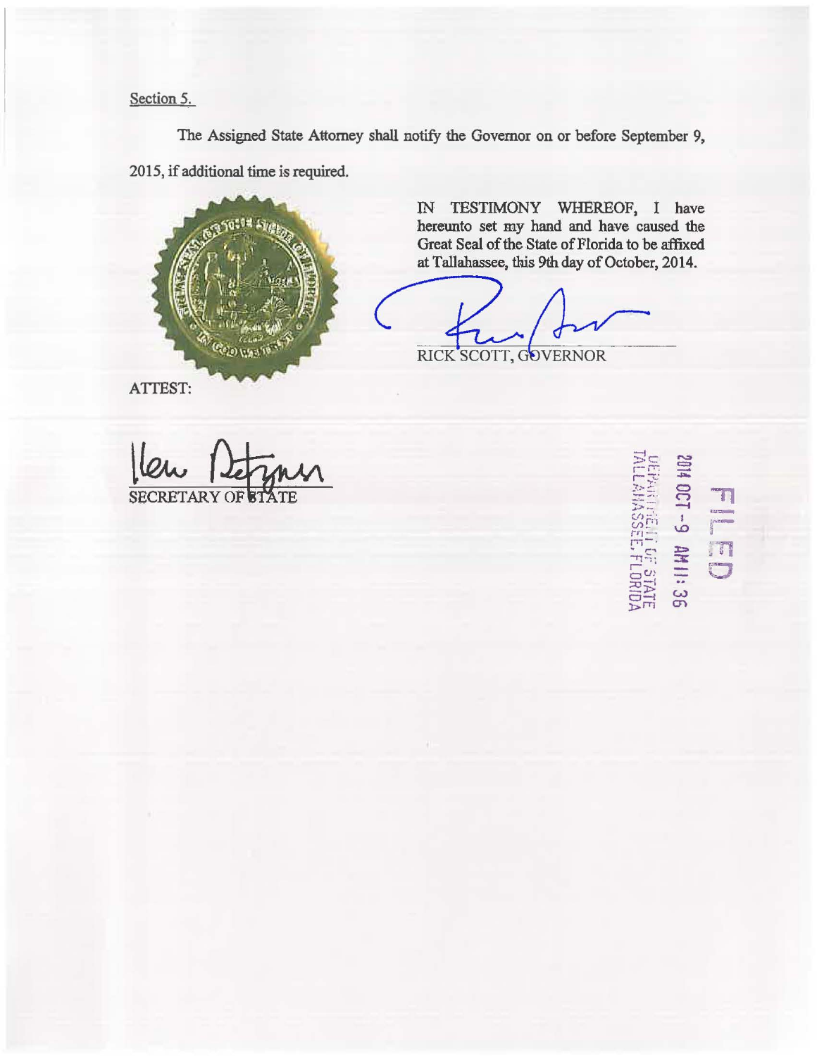Section 5.

The Assigned State Attorney shall notify the Governor on or before September 9, 2015, if additional time is required.

IN TESTIMONY WHEREOF, I have hereunto set my hand and have caused the Great Seal of the State of Florida to be affixed at Tallahassee, this 9th day of October, 2014.

RICK SCOTT, GOVERNOR

ATTEST:

SECRETARY OF STATE

FILED

2014 OCT -9 AM 11:36

DEPARTMENT OF STATE
TALLAHASSEE, FLORIDA